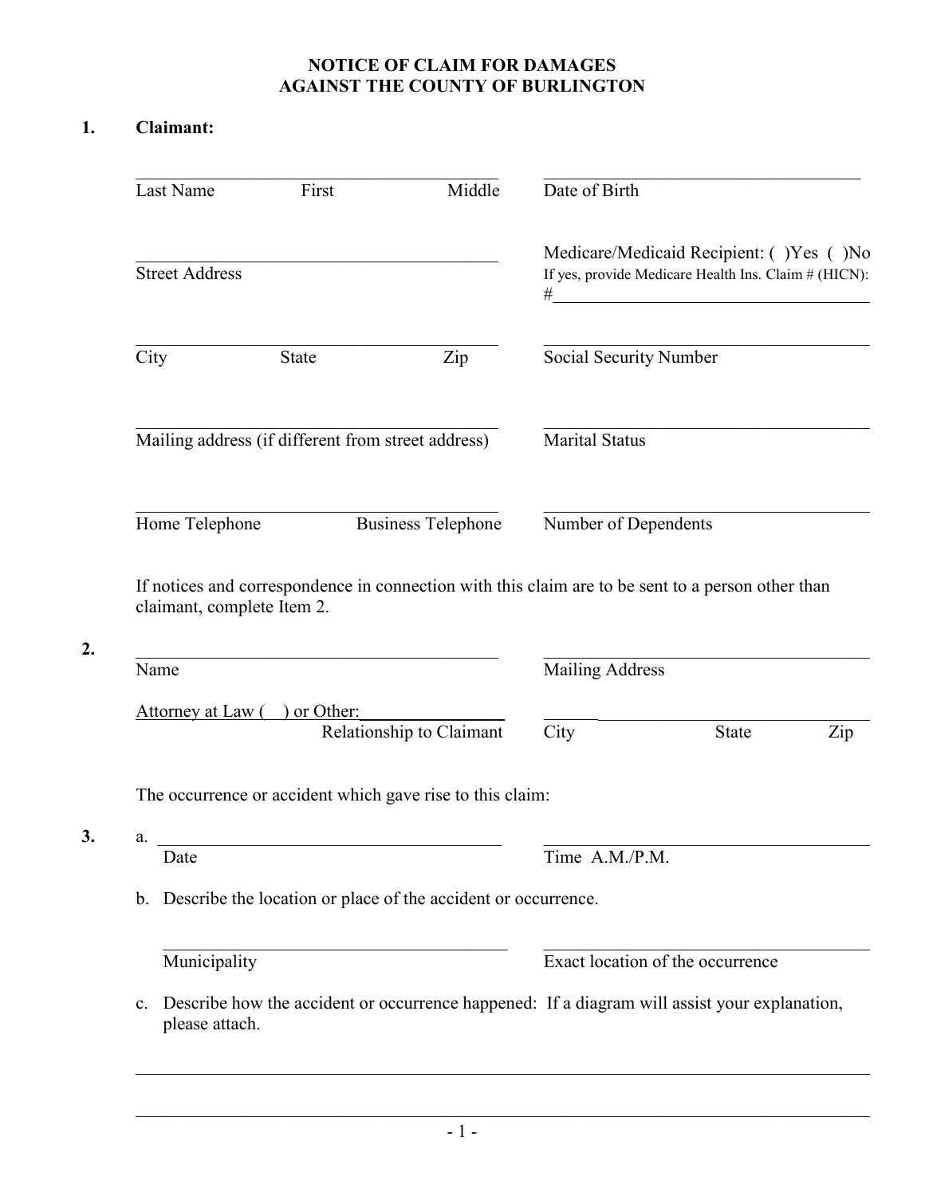# NOTICE OF CLAIM FOR DAMAGES AGAINST THE COUNTY OF BURLINGTON

**1. Claimant:**

\_\_\_\_\_\_\_\_\_\_\_\_\_\_\_\_\_\_\_\_\_\_\_\_\_\_\_\_\_\_\_\_\_\_\_\_\_\_\_\_
Last Name First Middle

\_\_\_\_\_\_\_\_\_\_\_\_\_\_\_\_\_\_\_\_\_\_\_\_\_\_\_\_\_\_\_\_\_\_\_\_\_\_\_\_
Date of Birth

\_\_\_\_\_\_\_\_\_\_\_\_\_\_\_\_\_\_\_\_\_\_\_\_\_\_\_\_\_\_\_\_\_\_\_\_\_\_\_\_
Street Address

Medicare/Medicaid Recipient: ( )Yes ( )No
If yes, provide Medicare Health Ins. Claim # (HICN):
#\_\_\_\_\_\_\_\_\_\_\_\_\_\_\_\_\_\_\_\_\_\_\_\_\_\_\_\_\_\_\_\_\_\_\_\_\_\_

\_\_\_\_\_\_\_\_\_\_\_\_\_\_\_\_\_\_\_\_\_\_\_\_\_\_\_\_\_\_\_\_\_\_\_\_\_\_\_\_
City State Zip

\_\_\_\_\_\_\_\_\_\_\_\_\_\_\_\_\_\_\_\_\_\_\_\_\_\_\_\_\_\_\_\_\_\_\_\_\_\_\_\_
Social Security Number

\_\_\_\_\_\_\_\_\_\_\_\_\_\_\_\_\_\_\_\_\_\_\_\_\_\_\_\_\_\_\_\_\_\_\_\_\_\_\_\_
Mailing address (if different from street address)

\_\_\_\_\_\_\_\_\_\_\_\_\_\_\_\_\_\_\_\_\_\_\_\_\_\_\_\_\_\_\_\_\_\_\_\_\_\_\_\_
Marital Status

\_\_\_\_\_\_\_\_\_\_\_\_\_\_\_\_\_\_\_\_\_\_\_\_\_\_\_\_\_\_\_\_\_\_\_\_\_\_\_\_
Home Telephone Business Telephone

\_\_\_\_\_\_\_\_\_\_\_\_\_\_\_\_\_\_\_\_\_\_\_\_\_\_\_\_\_\_\_\_\_\_\_\_\_\_\_\_
Number of Dependents

If notices and correspondence in connection with this claim are to be sent to a person other than claimant, complete Item 2.

**2.**

\_\_\_\_\_\_\_\_\_\_\_\_\_\_\_\_\_\_\_\_\_\_\_\_\_\_\_\_\_\_\_\_\_\_\_\_\_\_\_\_
Name

\_\_\_\_\_\_\_\_\_\_\_\_\_\_\_\_\_\_\_\_\_\_\_\_\_\_\_\_\_\_\_\_\_\_\_\_\_\_\_\_
Mailing Address

Attorney at Law ( ) or Other:\_\_\_\_\_\_\_\_\_\_\_\_\_\_\_\_
Relationship to Claimant

\_\_\_\_\_\_\_\_\_\_\_\_\_\_\_\_\_\_\_\_\_\_\_\_\_\_\_\_\_\_\_\_\_\_\_\_\_\_\_\_
City State Zip

The occurrence or accident which gave rise to this claim:

**3.** a. \_\_\_\_\_\_\_\_\_\_\_\_\_\_\_\_\_\_\_\_\_\_\_\_\_\_\_\_\_\_\_\_\_\_\_\_\_\_\_\_
Date

\_\_\_\_\_\_\_\_\_\_\_\_\_\_\_\_\_\_\_\_\_\_\_\_\_\_\_\_\_\_\_\_\_\_\_\_\_\_\_\_
Time A.M./P.M.

b. Describe the location or place of the accident or occurrence.

\_\_\_\_\_\_\_\_\_\_\_\_\_\_\_\_\_\_\_\_\_\_\_\_\_\_\_\_\_\_\_\_\_\_\_\_\_\_\_\_
Municipality

\_\_\_\_\_\_\_\_\_\_\_\_\_\_\_\_\_\_\_\_\_\_\_\_\_\_\_\_\_\_\_\_\_\_\_\_\_\_\_\_
Exact location of the occurrence

c. Describe how the accident or occurrence happened: If a diagram will assist your explanation, please attach.

\_\_\_\_\_\_\_\_\_\_\_\_\_\_\_\_\_\_\_\_\_\_\_\_\_\_\_\_\_\_\_\_\_\_\_\_\_\_\_\_\_\_\_\_\_\_\_\_\_\_\_\_\_\_\_\_\_\_\_\_\_\_\_\_\_\_\_\_\_\_\_\_\_\_\_\_\_\_

\_\_\_\_\_\_\_\_\_\_\_\_\_\_\_\_\_\_\_\_\_\_\_\_\_\_\_\_\_\_\_\_\_\_\_\_\_\_\_\_\_\_\_\_\_\_\_\_\_\_\_\_\_\_\_\_\_\_\_\_\_\_\_\_\_\_\_\_\_\_\_\_\_\_\_\_\_\_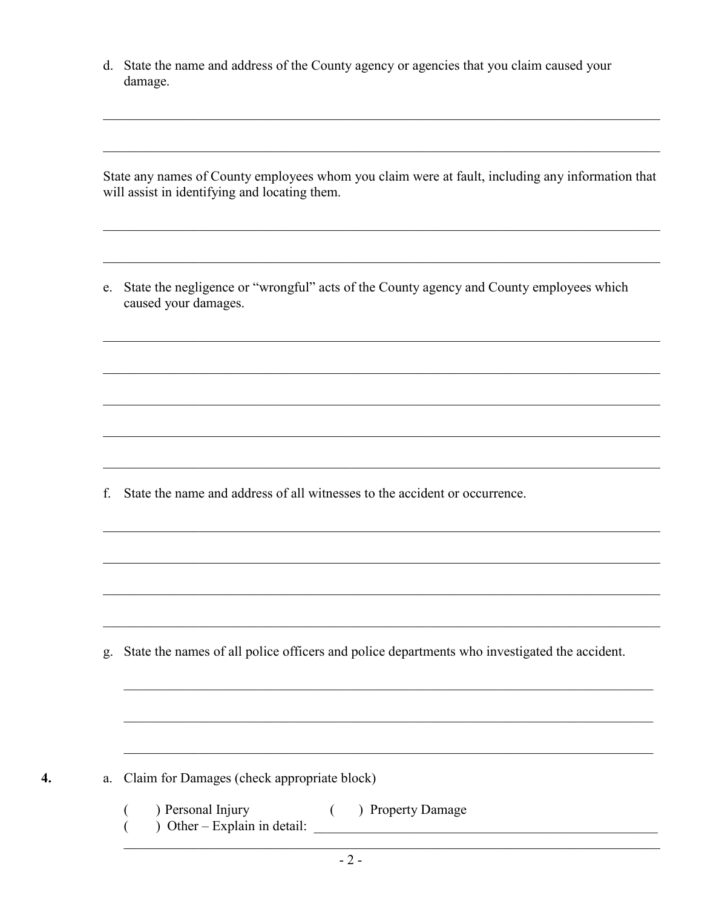d. State the name and address of the County agency or agencies that you claim caused your damage.

\_\_\_\_\_\_\_\_\_\_\_\_\_\_\_\_\_\_\_\_\_\_\_\_\_\_\_\_\_\_\_\_\_\_\_\_\_\_\_\_\_\_\_\_\_\_\_\_\_\_\_\_\_\_\_\_\_\_\_\_\_\_\_\_\_\_\_\_\_\_\_\_\_\_\_\_

\_\_\_\_\_\_\_\_\_\_\_\_\_\_\_\_\_\_\_\_\_\_\_\_\_\_\_\_\_\_\_\_\_\_\_\_\_\_\_\_\_\_\_\_\_\_\_\_\_\_\_\_\_\_\_\_\_\_\_\_\_\_\_\_\_\_\_\_\_\_\_\_\_\_\_\_

State any names of County employees whom you claim were at fault, including any information that will assist in identifying and locating them.

\_\_\_\_\_\_\_\_\_\_\_\_\_\_\_\_\_\_\_\_\_\_\_\_\_\_\_\_\_\_\_\_\_\_\_\_\_\_\_\_\_\_\_\_\_\_\_\_\_\_\_\_\_\_\_\_\_\_\_\_\_\_\_\_\_\_\_\_\_\_\_\_\_\_\_\_

\_\_\_\_\_\_\_\_\_\_\_\_\_\_\_\_\_\_\_\_\_\_\_\_\_\_\_\_\_\_\_\_\_\_\_\_\_\_\_\_\_\_\_\_\_\_\_\_\_\_\_\_\_\_\_\_\_\_\_\_\_\_\_\_\_\_\_\_\_\_\_\_\_\_\_\_

e. State the negligence or "wrongful" acts of the County agency and County employees which caused your damages.

\_\_\_\_\_\_\_\_\_\_\_\_\_\_\_\_\_\_\_\_\_\_\_\_\_\_\_\_\_\_\_\_\_\_\_\_\_\_\_\_\_\_\_\_\_\_\_\_\_\_\_\_\_\_\_\_\_\_\_\_\_\_\_\_\_\_\_\_\_\_\_\_\_\_\_\_

\_\_\_\_\_\_\_\_\_\_\_\_\_\_\_\_\_\_\_\_\_\_\_\_\_\_\_\_\_\_\_\_\_\_\_\_\_\_\_\_\_\_\_\_\_\_\_\_\_\_\_\_\_\_\_\_\_\_\_\_\_\_\_\_\_\_\_\_\_\_\_\_\_\_\_\_

\_\_\_\_\_\_\_\_\_\_\_\_\_\_\_\_\_\_\_\_\_\_\_\_\_\_\_\_\_\_\_\_\_\_\_\_\_\_\_\_\_\_\_\_\_\_\_\_\_\_\_\_\_\_\_\_\_\_\_\_\_\_\_\_\_\_\_\_\_\_\_\_\_\_\_\_

\_\_\_\_\_\_\_\_\_\_\_\_\_\_\_\_\_\_\_\_\_\_\_\_\_\_\_\_\_\_\_\_\_\_\_\_\_\_\_\_\_\_\_\_\_\_\_\_\_\_\_\_\_\_\_\_\_\_\_\_\_\_\_\_\_\_\_\_\_\_\_\_\_\_\_\_

\_\_\_\_\_\_\_\_\_\_\_\_\_\_\_\_\_\_\_\_\_\_\_\_\_\_\_\_\_\_\_\_\_\_\_\_\_\_\_\_\_\_\_\_\_\_\_\_\_\_\_\_\_\_\_\_\_\_\_\_\_\_\_\_\_\_\_\_\_\_\_\_\_\_\_\_

f. State the name and address of all witnesses to the accident or occurrence.

\_\_\_\_\_\_\_\_\_\_\_\_\_\_\_\_\_\_\_\_\_\_\_\_\_\_\_\_\_\_\_\_\_\_\_\_\_\_\_\_\_\_\_\_\_\_\_\_\_\_\_\_\_\_\_\_\_\_\_\_\_\_\_\_\_\_\_\_\_\_\_\_\_\_\_\_

\_\_\_\_\_\_\_\_\_\_\_\_\_\_\_\_\_\_\_\_\_\_\_\_\_\_\_\_\_\_\_\_\_\_\_\_\_\_\_\_\_\_\_\_\_\_\_\_\_\_\_\_\_\_\_\_\_\_\_\_\_\_\_\_\_\_\_\_\_\_\_\_\_\_\_\_

\_\_\_\_\_\_\_\_\_\_\_\_\_\_\_\_\_\_\_\_\_\_\_\_\_\_\_\_\_\_\_\_\_\_\_\_\_\_\_\_\_\_\_\_\_\_\_\_\_\_\_\_\_\_\_\_\_\_\_\_\_\_\_\_\_\_\_\_\_\_\_\_\_\_\_\_

\_\_\_\_\_\_\_\_\_\_\_\_\_\_\_\_\_\_\_\_\_\_\_\_\_\_\_\_\_\_\_\_\_\_\_\_\_\_\_\_\_\_\_\_\_\_\_\_\_\_\_\_\_\_\_\_\_\_\_\_\_\_\_\_\_\_\_\_\_\_\_\_\_\_\_\_

g. State the names of all police officers and police departments who investigated the accident.

\_\_\_\_\_\_\_\_\_\_\_\_\_\_\_\_\_\_\_\_\_\_\_\_\_\_\_\_\_\_\_\_\_\_\_\_\_\_\_\_\_\_\_\_\_\_\_\_\_\_\_\_\_\_\_\_\_\_\_\_\_\_\_\_\_\_\_\_\_\_\_\_\_\_\_\_

\_\_\_\_\_\_\_\_\_\_\_\_\_\_\_\_\_\_\_\_\_\_\_\_\_\_\_\_\_\_\_\_\_\_\_\_\_\_\_\_\_\_\_\_\_\_\_\_\_\_\_\_\_\_\_\_\_\_\_\_\_\_\_\_\_\_\_\_\_\_\_\_\_\_\_\_

\_\_\_\_\_\_\_\_\_\_\_\_\_\_\_\_\_\_\_\_\_\_\_\_\_\_\_\_\_\_\_\_\_\_\_\_\_\_\_\_\_\_\_\_\_\_\_\_\_\_\_\_\_\_\_\_\_\_\_\_\_\_\_\_\_\_\_\_\_\_\_\_\_\_\_\_

**4.** a. Claim for Damages (check appropriate block)

( ) Personal Injury ( ) Property Damage

( ) Other – Explain in detail: \_\_\_\_\_\_\_\_\_\_\_\_\_\_\_\_\_\_\_\_\_\_\_\_\_\_\_\_\_\_\_\_\_\_\_\_\_\_\_\_\_\_\_\_\_\_\_\_\_\_

\_\_\_\_\_\_\_\_\_\_\_\_\_\_\_\_\_\_\_\_\_\_\_\_\_\_\_\_\_\_\_\_\_\_\_\_\_\_\_\_\_\_\_\_\_\_\_\_\_\_\_\_\_\_\_\_\_\_\_\_\_\_\_\_\_\_\_\_\_\_\_\_\_\_\_\_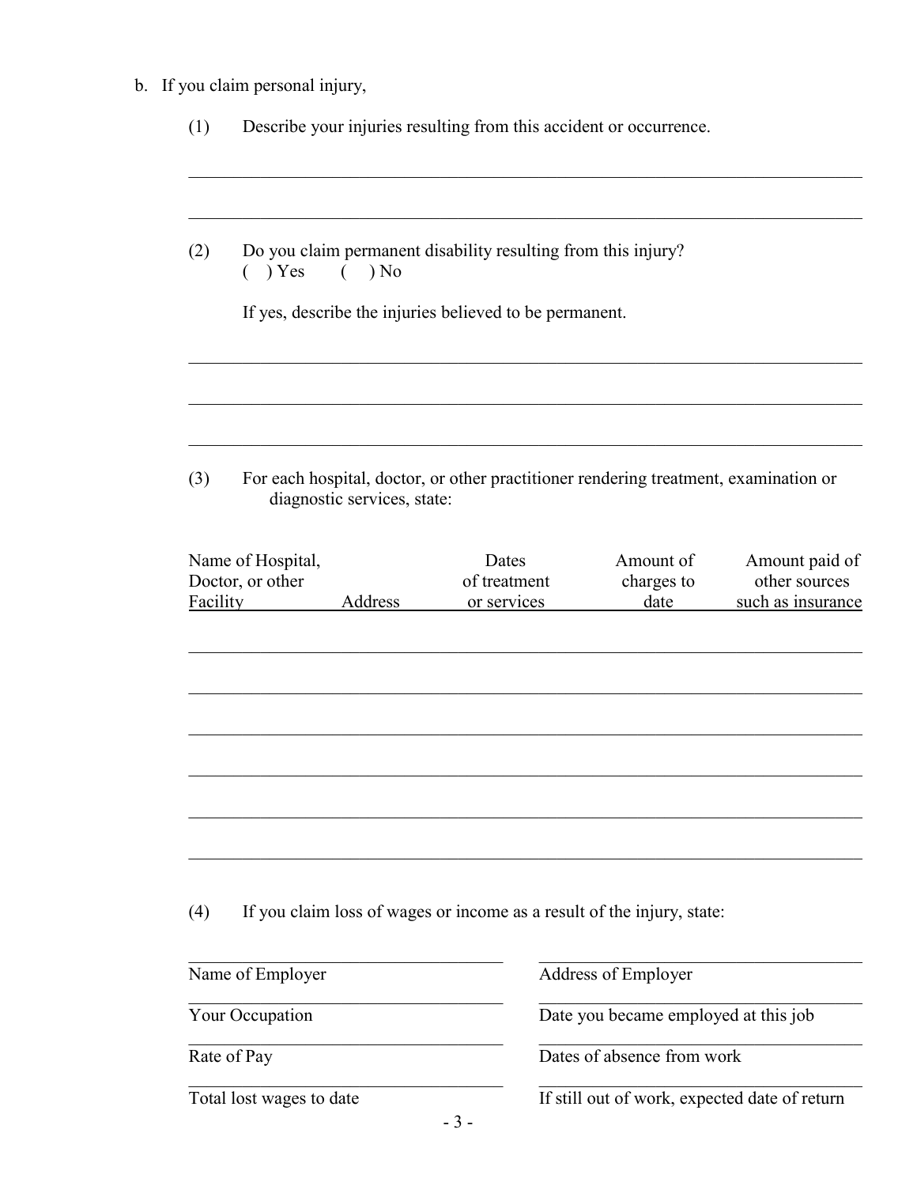b. If you claim personal injury,

(1) Describe your injuries resulting from this accident or occurrence.

\_\_\_\_\_\_\_\_\_\_\_\_\_\_\_\_\_\_\_\_\_\_\_\_\_\_\_\_\_\_\_\_\_\_\_\_\_\_\_\_\_\_\_\_\_\_\_\_\_\_\_\_\_\_\_\_\_\_\_\_\_\_\_\_\_\_\_\_\_\_\_\_

\_\_\_\_\_\_\_\_\_\_\_\_\_\_\_\_\_\_\_\_\_\_\_\_\_\_\_\_\_\_\_\_\_\_\_\_\_\_\_\_\_\_\_\_\_\_\_\_\_\_\_\_\_\_\_\_\_\_\_\_\_\_\_\_\_\_\_\_\_\_\_\_

(2) Do you claim permanent disability resulting from this injury?
( ) Yes ( ) No

If yes, describe the injuries believed to be permanent.

\_\_\_\_\_\_\_\_\_\_\_\_\_\_\_\_\_\_\_\_\_\_\_\_\_\_\_\_\_\_\_\_\_\_\_\_\_\_\_\_\_\_\_\_\_\_\_\_\_\_\_\_\_\_\_\_\_\_\_\_\_\_\_\_\_\_\_\_\_\_\_\_

\_\_\_\_\_\_\_\_\_\_\_\_\_\_\_\_\_\_\_\_\_\_\_\_\_\_\_\_\_\_\_\_\_\_\_\_\_\_\_\_\_\_\_\_\_\_\_\_\_\_\_\_\_\_\_\_\_\_\_\_\_\_\_\_\_\_\_\_\_\_\_\_

\_\_\_\_\_\_\_\_\_\_\_\_\_\_\_\_\_\_\_\_\_\_\_\_\_\_\_\_\_\_\_\_\_\_\_\_\_\_\_\_\_\_\_\_\_\_\_\_\_\_\_\_\_\_\_\_\_\_\_\_\_\_\_\_\_\_\_\_\_\_\_\_

(3) For each hospital, doctor, or other practitioner rendering treatment, examination or diagnostic services, state:

| Name of Hospital, Doctor, or other Facility | Address | Dates of treatment or services | Amount of charges to date | Amount paid of other sources such as insurance |
|---|---|---|---|---|
| | | | | |
| | | | | |
| | | | | |
| | | | | |
| | | | | |
| | | | | |

(4) If you claim loss of wages or income as a result of the injury, state:

| | |
|---|---|
| Name of Employer | Address of Employer |
| Your Occupation | Date you became employed at this job |
| Rate of Pay | Dates of absence from work |
| Total lost wages to date | If still out of work, expected date of return |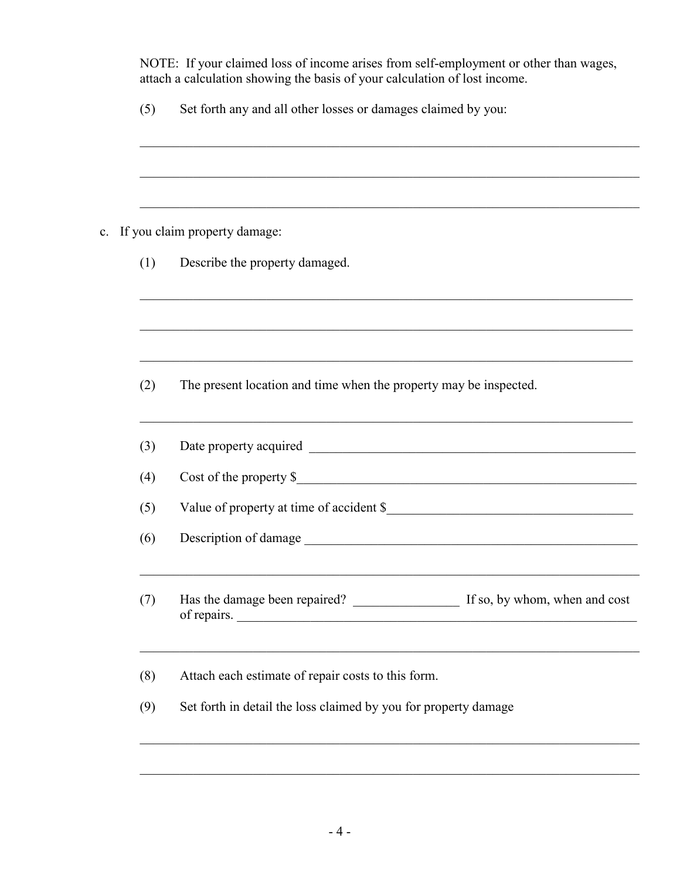NOTE: If your claimed loss of income arises from self-employment or other than wages, attach a calculation showing the basis of your calculation of lost income.

(5) Set forth any and all other losses or damages claimed by you:

______________________________________________________________________________

______________________________________________________________________________

______________________________________________________________________________

c. If you claim property damage:

(1) Describe the property damaged.

______________________________________________________________________________

______________________________________________________________________________

______________________________________________________________________________

(2) The present location and time when the property may be inspected.

______________________________________________________________________________

(3) Date property acquired ____________________________________________________

(4) Cost of the property $______________________________________________________

(5) Value of property at time of accident $_____________________________________

(6) Description of damage ____________________________________________________

______________________________________________________________________________

(7) Has the damage been repaired? ________________ If so, by whom, when and cost of repairs. ____________________________________________________________

______________________________________________________________________________

(8) Attach each estimate of repair costs to this form.

(9) Set forth in detail the loss claimed by you for property damage

______________________________________________________________________________

______________________________________________________________________________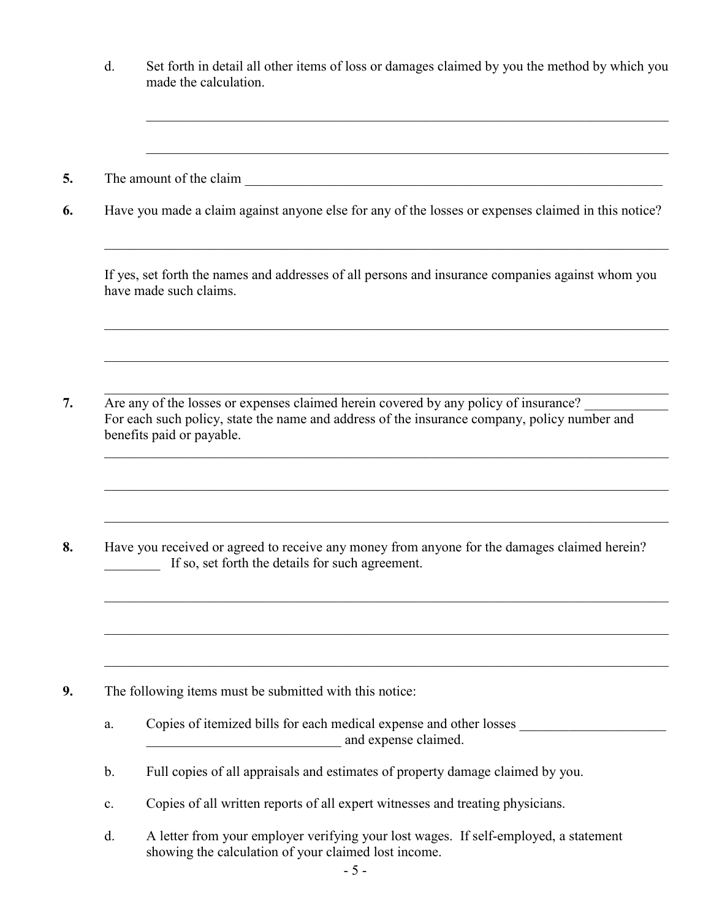d. Set forth in detail all other items of loss or damages claimed by you the method by which you made the calculation.

______________________________________________________________________________

______________________________________________________________________________

**5.** The amount of the claim ________________________________________________________________

**6.** Have you made a claim against anyone else for any of the losses or expenses claimed in this notice?

______________________________________________________________________________

If yes, set forth the names and addresses of all persons and insurance companies against whom you have made such claims.

______________________________________________________________________________

______________________________________________________________________________

______________________________________________________________________________

**7.** Are any of the losses or expenses claimed herein covered by any policy of insurance? ____________ For each such policy, state the name and address of the insurance company, policy number and benefits paid or payable.

______________________________________________________________________________

______________________________________________________________________________

______________________________________________________________________________

**8.** Have you received or agreed to receive any money from anyone for the damages claimed herein? ________ If so, set forth the details for such agreement.

______________________________________________________________________________

______________________________________________________________________________

______________________________________________________________________________

**9.** The following items must be submitted with this notice:

a. Copies of itemized bills for each medical expense and other losses ______________________ ____________________________ and expense claimed.

b. Full copies of all appraisals and estimates of property damage claimed by you.

c. Copies of all written reports of all expert witnesses and treating physicians.

d. A letter from your employer verifying your lost wages. If self-employed, a statement showing the calculation of your claimed lost income.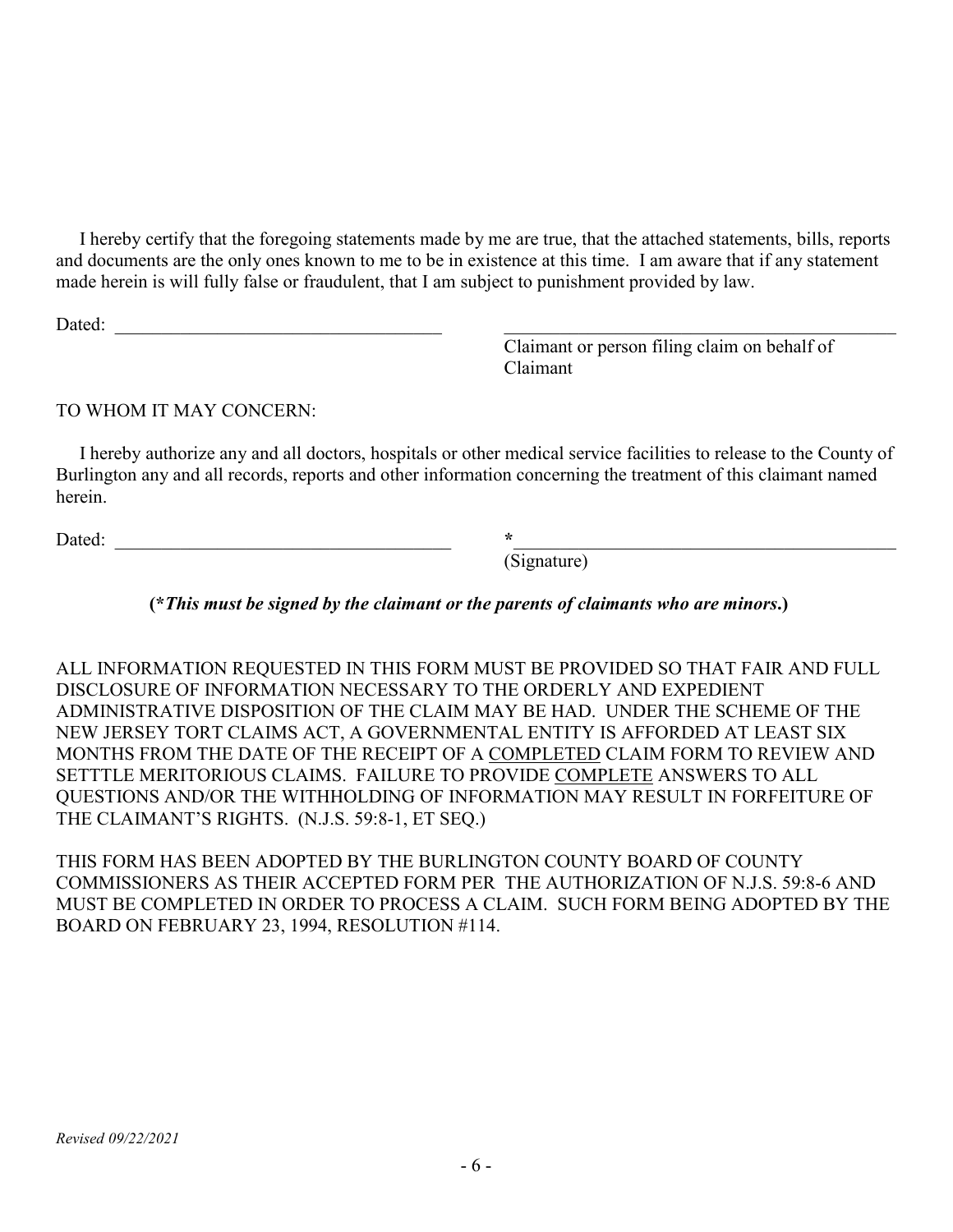I hereby certify that the foregoing statements made by me are true, that the attached statements, bills, reports and documents are the only ones known to me to be in existence at this time. I am aware that if any statement made herein is will fully false or fraudulent, that I am subject to punishment provided by law.

Dated: ___________________________________ ___________________________________________
Claimant or person filing claim on behalf of Claimant

TO WHOM IT MAY CONCERN:

I hereby authorize any and all doctors, hospitals or other medical service facilities to release to the County of Burlington any and all records, reports and other information concerning the treatment of this claimant named herein.

Dated: ___________________________________ *___________________________________________
(Signature)

**(*This must be signed by the claimant or the parents of claimants who are minors.)**

ALL INFORMATION REQUESTED IN THIS FORM MUST BE PROVIDED SO THAT FAIR AND FULL DISCLOSURE OF INFORMATION NECESSARY TO THE ORDERLY AND EXPEDIENT ADMINISTRATIVE DISPOSITION OF THE CLAIM MAY BE HAD. UNDER THE SCHEME OF THE NEW JERSEY TORT CLAIMS ACT, A GOVERNMENTAL ENTITY IS AFFORDED AT LEAST SIX MONTHS FROM THE DATE OF THE RECEIPT OF A <u>COMPLETED</u> CLAIM FORM TO REVIEW AND SETTTLE MERITORIOUS CLAIMS. FAILURE TO PROVIDE <u>COMPLETE</u> ANSWERS TO ALL QUESTIONS AND/OR THE WITHHOLDING OF INFORMATION MAY RESULT IN FORFEITURE OF THE CLAIMANT'S RIGHTS. (N.J.S. 59:8-1, ET SEQ.)

THIS FORM HAS BEEN ADOPTED BY THE BURLINGTON COUNTY BOARD OF COUNTY COMMISSIONERS AS THEIR ACCEPTED FORM PER THE AUTHORIZATION OF N.J.S. 59:8-6 AND MUST BE COMPLETED IN ORDER TO PROCESS A CLAIM. SUCH FORM BEING ADOPTED BY THE BOARD ON FEBRUARY 23, 1994, RESOLUTION #114.

*Revised 09/22/2021*